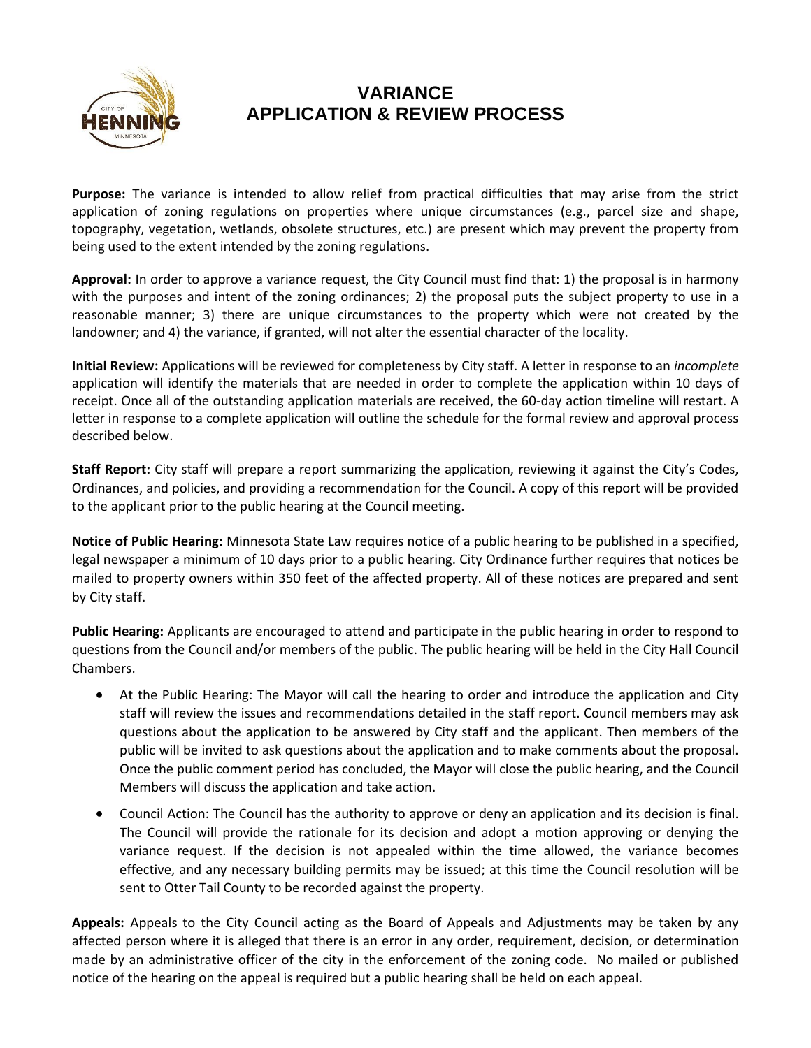# VARIANCE
# APPLICATION & REVIEW PROCESS

**Purpose:** The variance is intended to allow relief from practical difficulties that may arise from the strict application of zoning regulations on properties where unique circumstances (e.g., parcel size and shape, topography, vegetation, wetlands, obsolete structures, etc.) are present which may prevent the property from being used to the extent intended by the zoning regulations.

**Approval:** In order to approve a variance request, the City Council must find that: 1) the proposal is in harmony with the purposes and intent of the zoning ordinances; 2) the proposal puts the subject property to use in a reasonable manner; 3) there are unique circumstances to the property which were not created by the landowner; and 4) the variance, if granted, will not alter the essential character of the locality.

**Initial Review:** Applications will be reviewed for completeness by City staff. A letter in response to an *incomplete* application will identify the materials that are needed in order to complete the application within 10 days of receipt. Once all of the outstanding application materials are received, the 60-day action timeline will restart. A letter in response to a complete application will outline the schedule for the formal review and approval process described below.

**Staff Report:** City staff will prepare a report summarizing the application, reviewing it against the City's Codes, Ordinances, and policies, and providing a recommendation for the Council. A copy of this report will be provided to the applicant prior to the public hearing at the Council meeting.

**Notice of Public Hearing:** Minnesota State Law requires notice of a public hearing to be published in a specified, legal newspaper a minimum of 10 days prior to a public hearing. City Ordinance further requires that notices be mailed to property owners within 350 feet of the affected property. All of these notices are prepared and sent by City staff.

**Public Hearing:** Applicants are encouraged to attend and participate in the public hearing in order to respond to questions from the Council and/or members of the public. The public hearing will be held in the City Hall Council Chambers.

- At the Public Hearing: The Mayor will call the hearing to order and introduce the application and City staff will review the issues and recommendations detailed in the staff report. Council members may ask questions about the application to be answered by City staff and the applicant. Then members of the public will be invited to ask questions about the application and to make comments about the proposal. Once the public comment period has concluded, the Mayor will close the public hearing, and the Council Members will discuss the application and take action.
- Council Action: The Council has the authority to approve or deny an application and its decision is final. The Council will provide the rationale for its decision and adopt a motion approving or denying the variance request. If the decision is not appealed within the time allowed, the variance becomes effective, and any necessary building permits may be issued; at this time the Council resolution will be sent to Otter Tail County to be recorded against the property.

**Appeals:** Appeals to the City Council acting as the Board of Appeals and Adjustments may be taken by any affected person where it is alleged that there is an error in any order, requirement, decision, or determination made by an administrative officer of the city in the enforcement of the zoning code. No mailed or published notice of the hearing on the appeal is required but a public hearing shall be held on each appeal.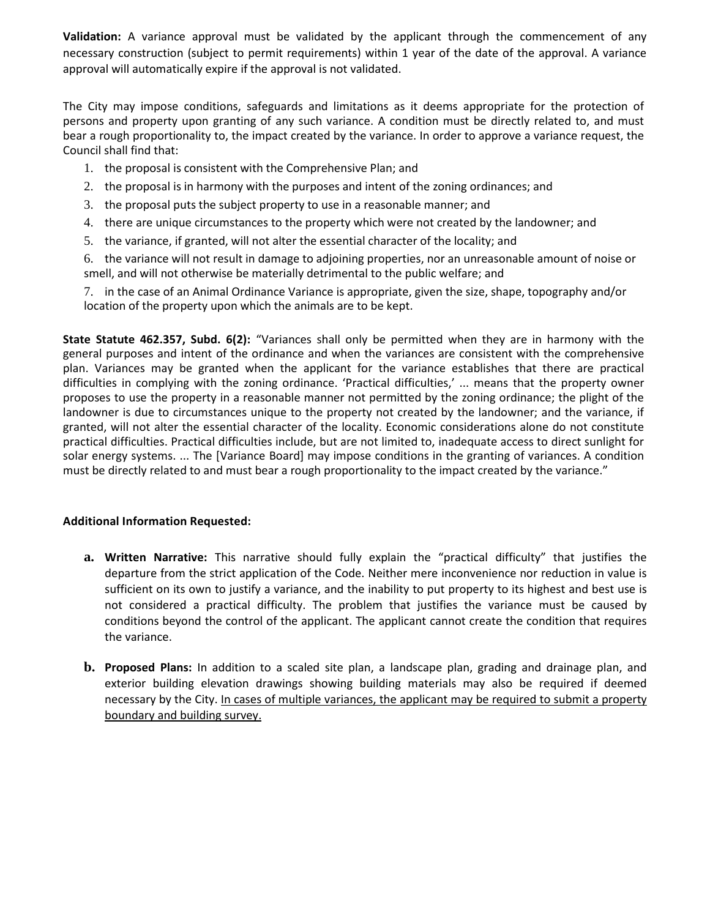**Validation:** A variance approval must be validated by the applicant through the commencement of any necessary construction (subject to permit requirements) within 1 year of the date of the approval. A variance approval will automatically expire if the approval is not validated.

The City may impose conditions, safeguards and limitations as it deems appropriate for the protection of persons and property upon granting of any such variance. A condition must be directly related to, and must bear a rough proportionality to, the impact created by the variance. In order to approve a variance request, the Council shall find that:

1. the proposal is consistent with the Comprehensive Plan; and
2. the proposal is in harmony with the purposes and intent of the zoning ordinances; and
3. the proposal puts the subject property to use in a reasonable manner; and
4. there are unique circumstances to the property which were not created by the landowner; and
5. the variance, if granted, will not alter the essential character of the locality; and
6. the variance will not result in damage to adjoining properties, nor an unreasonable amount of noise or smell, and will not otherwise be materially detrimental to the public welfare; and
7. in the case of an Animal Ordinance Variance is appropriate, given the size, shape, topography and/or location of the property upon which the animals are to be kept.

**State Statute 462.357, Subd. 6(2):** "Variances shall only be permitted when they are in harmony with the general purposes and intent of the ordinance and when the variances are consistent with the comprehensive plan. Variances may be granted when the applicant for the variance establishes that there are practical difficulties in complying with the zoning ordinance. 'Practical difficulties,' ... means that the property owner proposes to use the property in a reasonable manner not permitted by the zoning ordinance; the plight of the landowner is due to circumstances unique to the property not created by the landowner; and the variance, if granted, will not alter the essential character of the locality. Economic considerations alone do not constitute practical difficulties. Practical difficulties include, but are not limited to, inadequate access to direct sunlight for solar energy systems. ... The [Variance Board] may impose conditions in the granting of variances. A condition must be directly related to and must bear a rough proportionality to the impact created by the variance."

**Additional Information Requested:**

a. **Written Narrative:** This narrative should fully explain the "practical difficulty" that justifies the departure from the strict application of the Code. Neither mere inconvenience nor reduction in value is sufficient on its own to justify a variance, and the inability to put property to its highest and best use is not considered a practical difficulty. The problem that justifies the variance must be caused by conditions beyond the control of the applicant. The applicant cannot create the condition that requires the variance.

b. **Proposed Plans:** In addition to a scaled site plan, a landscape plan, grading and drainage plan, and exterior building elevation drawings showing building materials may also be required if deemed necessary by the City. In cases of multiple variances, the applicant may be required to submit a property boundary and building survey.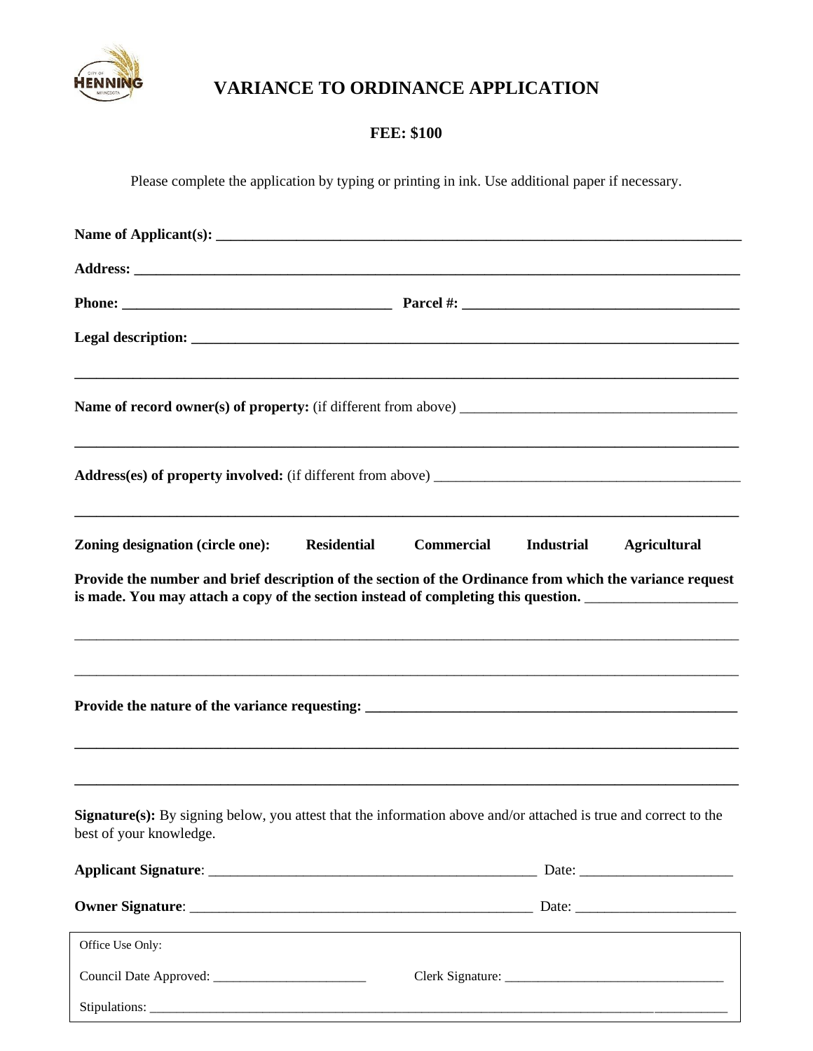# VARIANCE TO ORDINANCE APPLICATION

**FEE: $100**

Please complete the application by typing or printing in ink. Use additional paper if necessary.

**Name of Applicant(s):** ______________________________________________

**Address:** ______________________________________________

**Phone:** ______________________ **Parcel #:** ______________________

**Legal description:** ______________________________________________

______________________________________________

**Name of record owner(s) of property:** (if different from above) ______________________

______________________________________________

**Address(es) of property involved:** (if different from above) ______________________

______________________________________________

**Zoning designation (circle one):** **Residential** **Commercial** **Industrial** **Agricultural**

**Provide the number and brief description of the section of the Ordinance from which the variance request is made. You may attach a copy of the section instead of completing this question.** ______________________

______________________________________________

______________________________________________

**Provide the nature of the variance requesting:** ______________________________

______________________________________________

______________________________________________

**Signature(s):** By signing below, you attest that the information above and/or attached is true and correct to the best of your knowledge.

**Applicant Signature**: ______________________________ Date: ______________

**Owner Signature**: ______________________________ Date: ______________

Office Use Only:

Council Date Approved: ______________ Clerk Signature: ______________________

Stipulations: ______________________________________________